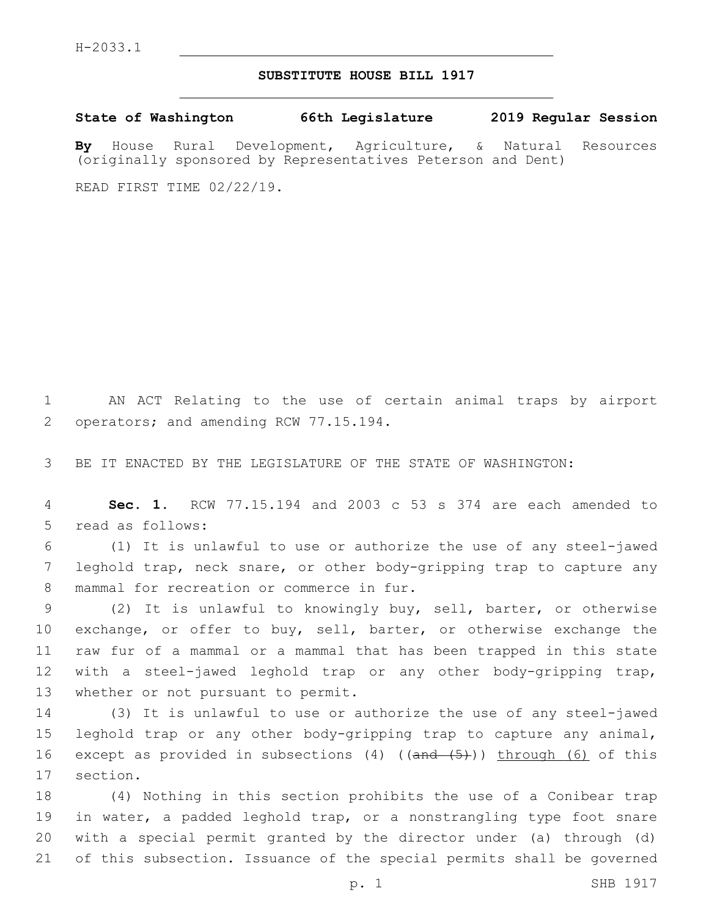H-2033.1

# SUBSTITUTE HOUSE BILL 1917

**State of Washington 66th Legislature 2019 Regular Session**

**By** House Rural Development, Agriculture, & Natural Resources (originally sponsored by Representatives Peterson and Dent)

READ FIRST TIME 02/22/19.

AN ACT Relating to the use of certain animal traps by airport operators; and amending RCW 77.15.194.

BE IT ENACTED BY THE LEGISLATURE OF THE STATE OF WASHINGTON:

**Sec. 1.** RCW 77.15.194 and 2003 c 53 s 374 are each amended to read as follows:

(1) It is unlawful to use or authorize the use of any steel-jawed leghold trap, neck snare, or other body-gripping trap to capture any mammal for recreation or commerce in fur.

(2) It is unlawful to knowingly buy, sell, barter, or otherwise exchange, or offer to buy, sell, barter, or otherwise exchange the raw fur of a mammal or a mammal that has been trapped in this state with a steel-jawed leghold trap or any other body-gripping trap, whether or not pursuant to permit.

(3) It is unlawful to use or authorize the use of any steel-jawed leghold trap or any other body-gripping trap to capture any animal, except as provided in subsections (4) ((~~and (5)~~)) <u>through (6)</u> of this section.

(4) Nothing in this section prohibits the use of a Conibear trap in water, a padded leghold trap, or a nonstrangling type foot snare with a special permit granted by the director under (a) through (d) of this subsection. Issuance of the special permits shall be governed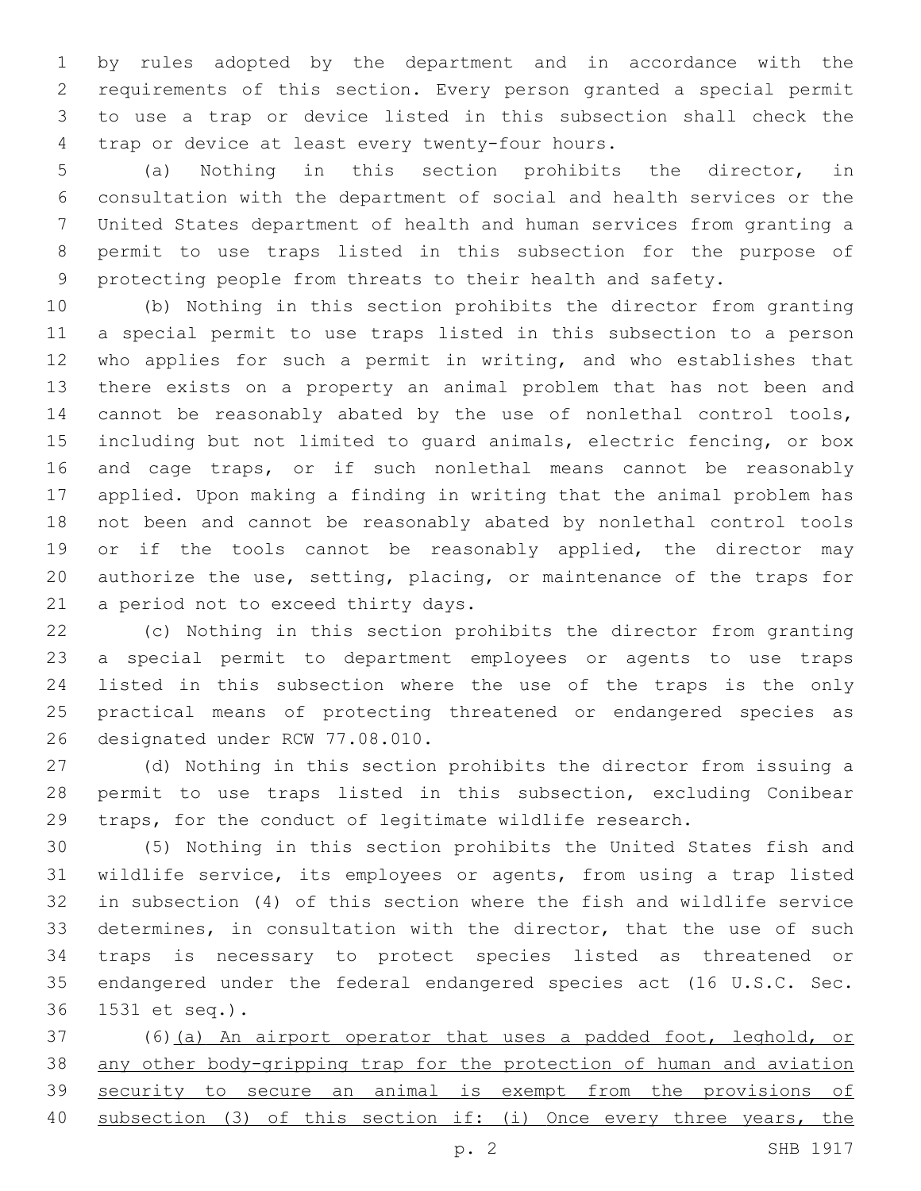by rules adopted by the department and in accordance with the requirements of this section. Every person granted a special permit to use a trap or device listed in this subsection shall check the trap or device at least every twenty-four hours.

(a) Nothing in this section prohibits the director, in consultation with the department of social and health services or the United States department of health and human services from granting a permit to use traps listed in this subsection for the purpose of protecting people from threats to their health and safety.

(b) Nothing in this section prohibits the director from granting a special permit to use traps listed in this subsection to a person who applies for such a permit in writing, and who establishes that there exists on a property an animal problem that has not been and cannot be reasonably abated by the use of nonlethal control tools, including but not limited to guard animals, electric fencing, or box and cage traps, or if such nonlethal means cannot be reasonably applied. Upon making a finding in writing that the animal problem has not been and cannot be reasonably abated by nonlethal control tools or if the tools cannot be reasonably applied, the director may authorize the use, setting, placing, or maintenance of the traps for a period not to exceed thirty days.

(c) Nothing in this section prohibits the director from granting a special permit to department employees or agents to use traps listed in this subsection where the use of the traps is the only practical means of protecting threatened or endangered species as designated under RCW 77.08.010.

(d) Nothing in this section prohibits the director from issuing a permit to use traps listed in this subsection, excluding Conibear traps, for the conduct of legitimate wildlife research.

(5) Nothing in this section prohibits the United States fish and wildlife service, its employees or agents, from using a trap listed in subsection (4) of this section where the fish and wildlife service determines, in consultation with the director, that the use of such traps is necessary to protect species listed as threatened or endangered under the federal endangered species act (16 U.S.C. Sec. 1531 et seq.).

(6)<u>(a) An airport operator that uses a padded foot, leghold, or any other body-gripping trap for the protection of human and aviation security to secure an animal is exempt from the provisions of subsection (3) of this section if: (i) Once every three years, the</u>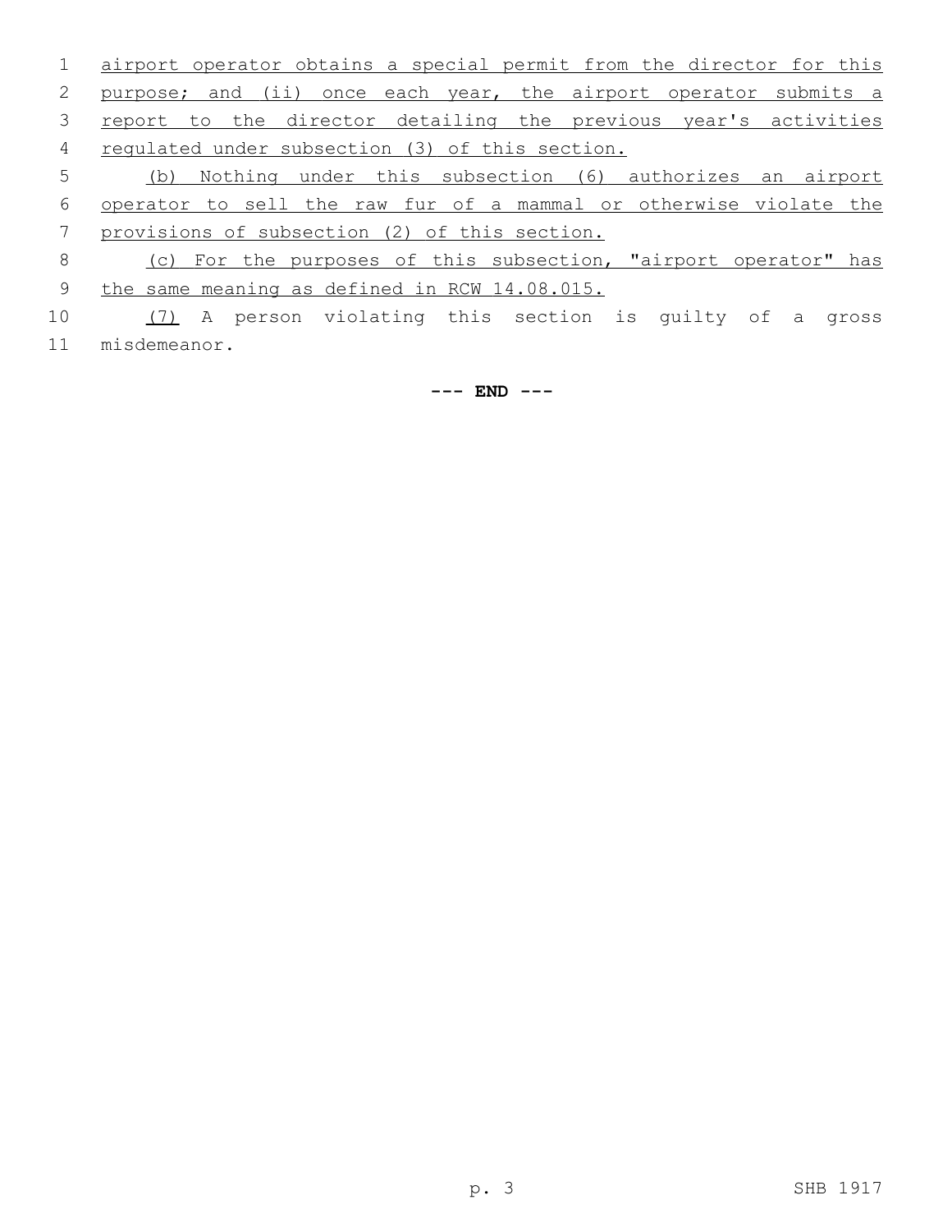airport operator obtains a special permit from the director for this purpose; and (ii) once each year, the airport operator submits a report to the director detailing the previous year's activities regulated under subsection (3) of this section.

(b) Nothing under this subsection (6) authorizes an airport operator to sell the raw fur of a mammal or otherwise violate the provisions of subsection (2) of this section.

(c) For the purposes of this subsection, "airport operator" has the same meaning as defined in RCW 14.08.015.

(7) A person violating this section is guilty of a gross misdemeanor.

**--- END ---**